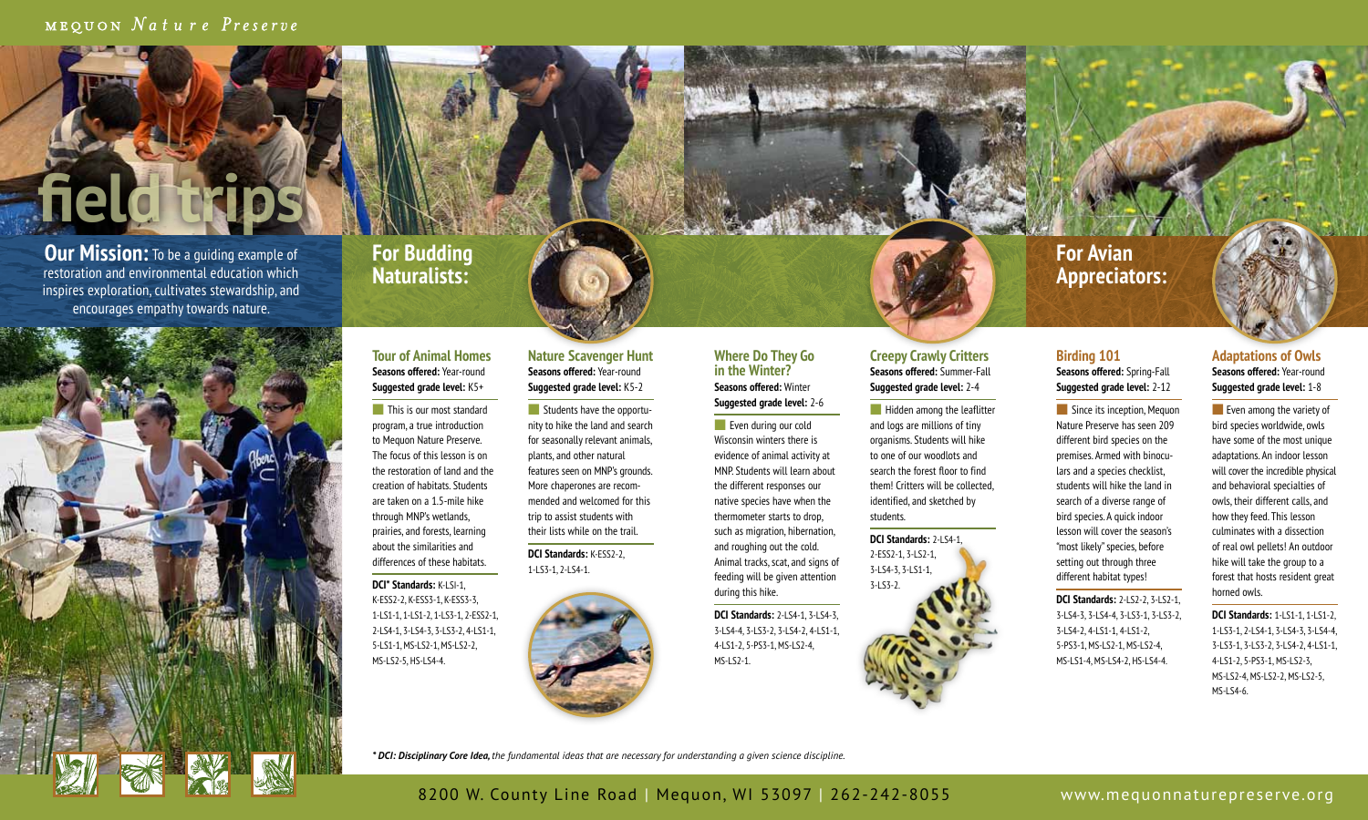MEQUON *Nature Preserve*

# field trips

**Our Mission:** To be a guiding example of restoration and environmental education which inspires exploration, cultivates stewardship, and encourages empathy towards nature.

## For Budding Naturalists:

### Tour of Animal Homes

**Seasons offered:** Year-round
**Suggested grade level:** K5+

This is our most standard program, a true introduction to Mequon Nature Preserve. The focus of this lesson is on the restoration of land and the creation of habitats. Students are taken on a 1.5-mile hike through MNP's wetlands, prairies, and forests, learning about the similarities and differences of these habitats.

**DCI* Standards:** K-LSI-1, K-ESS2-2, K-ESS3-1, K-ESS3-3, 1-LS1-1, 1-LS1-2, 1-LS3-1, 2-ESS2-1, 2-LS4-1, 3-LS4-3, 3-LS3-2, 4-LS1-1, 5-LS1-1, MS-LS2-1, MS-LS2-2, MS-LS2-5, HS-LS4-4.

### Nature Scavenger Hunt

**Seasons offered:** Year-round
**Suggested grade level:** K5-2

Students have the opportunity to hike the land and search for seasonally relevant animals, plants, and other natural features seen on MNP's grounds. More chaperones are recommended and welcomed for this trip to assist students with their lists while on the trail.

**DCI Standards:** K-ESS2-2, 1-LS3-1, 2-LS4-1.

### Where Do They Go in the Winter?

**Seasons offered:** Winter
**Suggested grade level:** 2-6

Even during our cold Wisconsin winters there is evidence of animal activity at MNP. Students will learn about the different responses our native species have when the thermometer starts to drop, such as migration, hibernation, and roughing out the cold. Animal tracks, scat, and signs of feeding will be given attention during this hike.

**DCI Standards:** 2-LS4-1, 3-LS4-3, 3-LS4-4, 3-LS3-2, 3-LS4-2, 4-LS1-1, 4-LS1-2, 5-PS3-1, MS-LS2-4, MS-LS2-1.

### Creepy Crawly Critters

**Seasons offered:** Summer-Fall
**Suggested grade level:** 2-4

Hidden among the leaflitter and logs are millions of tiny organisms. Students will hike to one of our woodlots and search the forest floor to find them! Critters will be collected, identified, and sketched by students.

**DCI Standards:** 2-LS4-1, 2-ESS2-1, 3-LS2-1, 3-LS4-3, 3-LS1-1, 3-LS3-2.

## For Avian Appreciators:

### Birding 101

**Seasons offered:** Spring-Fall
**Suggested grade level:** 2-12

Since its inception, Mequon Nature Preserve has seen 209 different bird species on the premises. Armed with binoculars and a species checklist, students will hike the land in search of a diverse range of bird species. A quick indoor lesson will cover the season's "most likely" species, before setting out through three different habitat types!

**DCI Standards:** 2-LS2-2, 3-LS2-1, 3-LS4-3, 3-LS4-4, 3-LS3-1, 3-LS3-2, 3-LS4-2, 4-LS1-1, 4-LS1-2, 5-PS3-1, MS-LS2-1, MS-LS2-4, MS-LS1-4, MS-LS4-2, HS-LS4-4.

### Adaptations of Owls

**Seasons offered:** Year-round
**Suggested grade level:** 1-8

Even among the variety of bird species worldwide, owls have some of the most unique adaptations. An indoor lesson will cover the incredible physical and behavioral specialties of owls, their different calls, and how they feed. This lesson culminates with a dissection of real owl pellets! An outdoor hike will take the group to a forest that hosts resident great horned owls.

**DCI Standards:** 1-LS1-1, 1-LS1-2, 1-LS3-1, 2-LS4-1, 3-LS4-3, 3-LS4-4, 3-LS3-1, 3-LS3-2, 3-LS4-2, 4-LS1-1, 4-LS1-2, 5-PS3-1, MS-LS2-3, MS-LS2-4, MS-LS2-2, MS-LS2-5, MS-LS4-6.

*\* DCI: Disciplinary Core Idea, the fundamental ideas that are necessary for understanding a given science discipline.*

8200 W. County Line Road | Mequon, WI 53097 | 262-242-8055    www.mequonnaturepreserve.org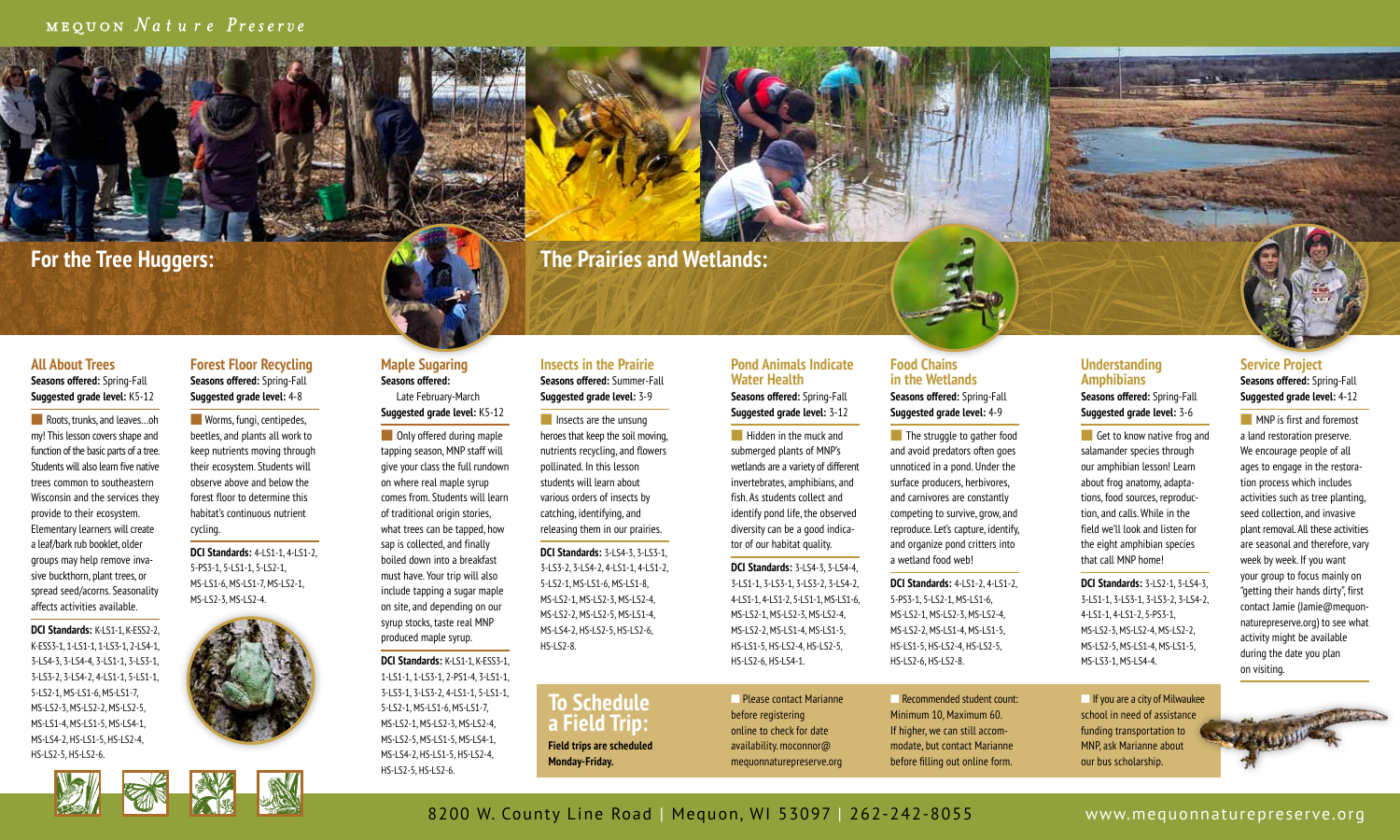## For the Tree Huggers:

### All About Trees

**Seasons offered:** Spring-Fall
**Suggested grade level:** K5-12

Roots, trunks, and leaves…oh my! This lesson covers shape and function of the basic parts of a tree. Students will also learn five native trees common to southeastern Wisconsin and the services they provide to their ecosystem. Elementary learners will create a leaf/bark rub booklet, older groups may help remove invasive buckthorn, plant trees, or spread seed/acorns. Seasonality affects activities available.

**DCI Standards:** K-LS1-1, K-ESS2-2, K-ESS3-1, 1-LS1-1, 1-LS3-1, 2-LS4-1, 3-LS4-3, 3-LS4-4, 3-LS1-1, 3-LS3-1, 3-LS3-2, 3-LS4-2, 4-LS1-1, 5-LS1-1, 5-LS2-1, MS-LS1-6, MS-LS1-7, MS-LS2-3, MS-LS2-2, MS-LS2-5, MS-LS1-4, MS-LS1-5, MS-LS4-1, MS-LS4-2, HS-LS1-5, HS-LS2-4, HS-LS2-5, HS-LS2-6.

### Forest Floor Recycling

**Seasons offered:** Spring-Fall
**Suggested grade level:** 4-8

Worms, fungi, centipedes, beetles, and plants all work to keep nutrients moving through their ecosystem. Students will observe above and below the forest floor to determine this habitat's continuous nutrient cycling.

**DCI Standards:** 4-LS1-1, 4-LS1-2, 5-PS3-1, 5-LS1-1, 5-LS2-1, MS-LS1-6, MS-LS1-7, MS-LS2-1, MS-LS2-3, MS-LS2-4.

### Maple Sugaring

**Seasons offered:**
Late February-March
**Suggested grade level:** K5-12

Only offered during maple tapping season, MNP staff will give your class the full rundown on where real maple syrup comes from. Students will learn of traditional origin stories, what trees can be tapped, how sap is collected, and finally boiled down into a breakfast must have. Your trip will also include tapping a sugar maple on site, and depending on our syrup stocks, taste real MNP produced maple syrup.

**DCI Standards:** K-LS1-1, K-ESS3-1, 1-LS1-1, 1-LS3-1, 2-PS1-4, 3-LS1-1, 3-LS3-1, 3-LS3-2, 4-LS1-1, 5-LS1-1, 5-LS2-1, MS-LS1-6, MS-LS1-7, MS-LS2-1, MS-LS2-3, MS-LS2-4, MS-LS2-5, MS-LS1-5, MS-LS4-1, MS-LS4-2, HS-LS1-5, HS-LS2-4, HS-LS2-5, HS-LS2-6.

## The Prairies and Wetlands:

### Insects in the Prairie

**Seasons offered:** Summer-Fall
**Suggested grade level:** 3-9

Insects are the unsung heroes that keep the soil moving, nutrients recycling, and flowers pollinated. In this lesson students will learn about various orders of insects by catching, identifying, and releasing them in our prairies.

**DCI Standards:** 3-LS4-3, 3-LS3-1, 3-LS3-2, 3-LS4-2, 4-LS1-1, 4-LS1-2, 5-LS2-1, MS-LS1-6, MS-LS1-8, MS-LS2-1, MS-LS2-3, MS-LS2-4, MS-LS2-2, MS-LS2-5, MS-LS1-4, MS-LS4-2, HS-LS2-5, HS-LS2-6, HS-LS2-8.

### Pond Animals Indicate Water Health

**Seasons offered:** Spring-Fall
**Suggested grade level:** 3-12

Hidden in the muck and submerged plants of MNP's wetlands are a variety of different invertebrates, amphibians, and fish. As students collect and identify pond life, the observed diversity can be a good indicator of our habitat quality.

**DCI Standards:** 3-LS4-3, 3-LS4-4, 3-LS1-1, 3-LS3-1, 3-LS3-2, 3-LS4-2, 4-LS1-1, 4-LS1-2, 5-LS1-1, MS-LS1-6, MS-LS2-1, MS-LS2-3, MS-LS2-4, MS-LS2-2, MS-LS1-4, MS-LS1-5, HS-LS1-5, HS-LS2-4, HS-LS2-5, HS-LS2-6, HS-LS4-1.

### Food Chains in the Wetlands

**Seasons offered:** Spring-Fall
**Suggested grade level:** 4-9

The struggle to gather food and avoid predators often goes unnoticed in a pond. Under the surface producers, herbivores, and carnivores are constantly competing to survive, grow, and reproduce. Let's capture, identify, and organize pond critters into a wetland food web!

**DCI Standards:** 4-LS1-2, 4-LS1-2, 5-PS3-1, 5-LS2-1, MS-LS1-6, MS-LS2-1, MS-LS2-3, MS-LS2-4, MS-LS2-2, MS-LS1-4, MS-LS1-5, HS-LS1-5, HS-LS2-4, HS-LS2-5, HS-LS2-6, HS-LS2-8.

### Understanding Amphibians

**Seasons offered:** Spring-Fall
**Suggested grade level:** 3-6

Get to know native frog and salamander species through our amphibian lesson! Learn about frog anatomy, adaptations, food sources, reproduction, and calls. While in the field we'll look and listen for the eight amphibian species that call MNP home!

**DCI Standards:** 3-LS2-1, 3-LS4-3, 3-LS1-1, 3-LS3-1, 3-LS3-2, 3-LS4-2, 4-LS1-1, 4-LS1-2, 5-PS3-1, MS-LS2-3, MS-LS2-4, MS-LS2-2, MS-LS2-5, MS-LS1-4, MS-LS1-5, MS-LS3-1, MS-LS4-4.

### Service Project

**Seasons offered:** Spring-Fall
**Suggested grade level:** 4-12

MNP is first and foremost a land restoration preserve. We encourage people of all ages to engage in the restoration process which includes activities such as tree planting, seed collection, and invasive plant removal. All these activities are seasonal and therefore, vary week by week. If you want your group to focus mainly on "getting their hands dirty", first contact Jamie (Jamie@mequonnaturepreserve.org) to see what activity might be available during the date you plan on visiting.

## To Schedule a Field Trip:

**Field trips are scheduled Monday-Friday.**

Please contact Marianne before registering online to check for date availability. moconnor@mequonnaturepreserve.org

Recommended student count: Minimum 10, Maximum 60. If higher, we can still accommodate, but contact Marianne before filling out online form.

If you are a city of Milwaukee school in need of assistance funding transportation to MNP, ask Marianne about our bus scholarship.

8200 W. County Line Road | Mequon, WI 53097 | 262-242-8055

www.mequonnaturepreserve.org